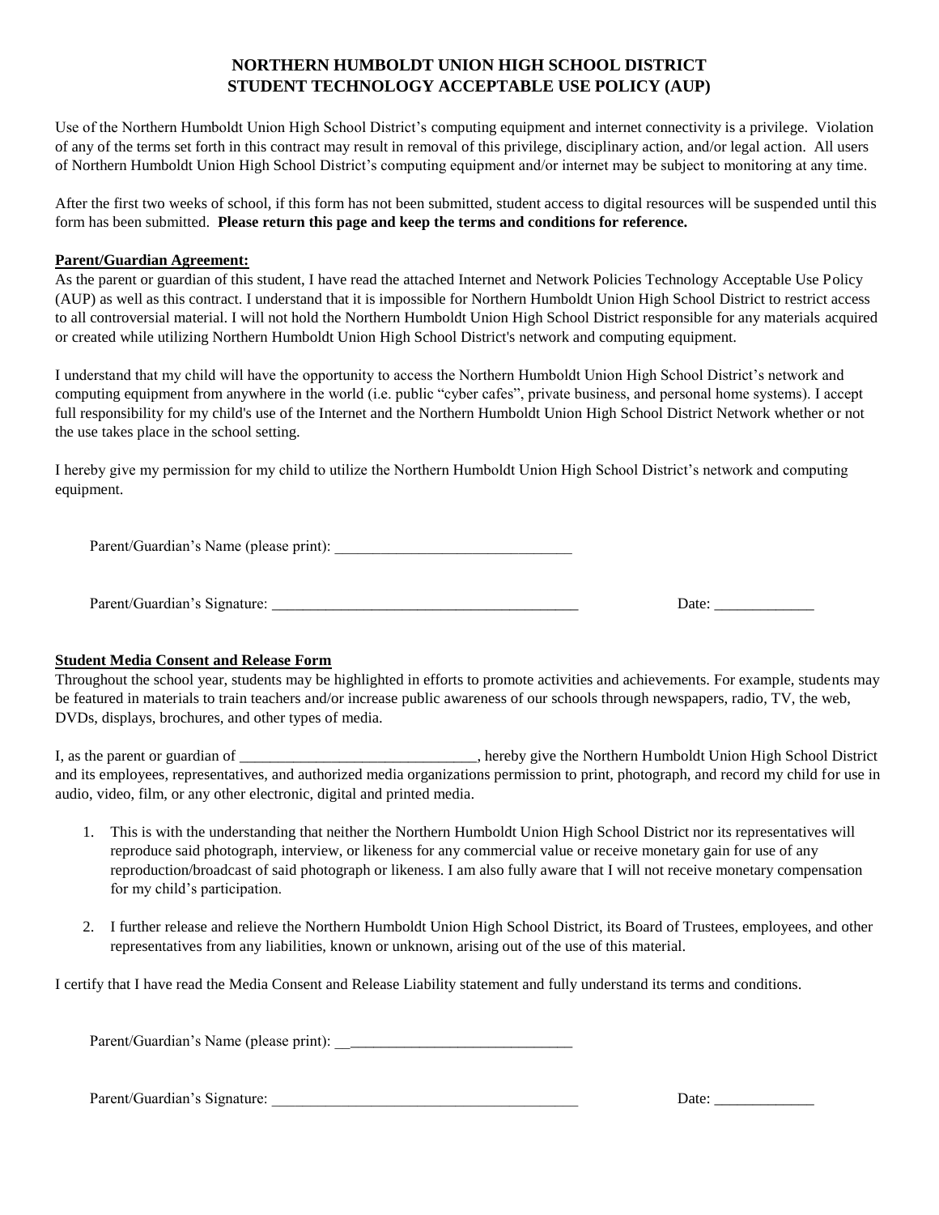# NORTHERN HUMBOLDT UNION HIGH SCHOOL DISTRICT
# STUDENT TECHNOLOGY ACCEPTABLE USE POLICY (AUP)

Use of the Northern Humboldt Union High School District's computing equipment and internet connectivity is a privilege. Violation of any of the terms set forth in this contract may result in removal of this privilege, disciplinary action, and/or legal action. All users of Northern Humboldt Union High School District's computing equipment and/or internet may be subject to monitoring at any time.

After the first two weeks of school, if this form has not been submitted, student access to digital resources will be suspended until this form has been submitted. **Please return this page and keep the terms and conditions for reference.**

**Parent/Guardian Agreement:**

As the parent or guardian of this student, I have read the attached Internet and Network Policies Technology Acceptable Use Policy (AUP) as well as this contract. I understand that it is impossible for Northern Humboldt Union High School District to restrict access to all controversial material. I will not hold the Northern Humboldt Union High School District responsible for any materials acquired or created while utilizing Northern Humboldt Union High School District's network and computing equipment.

I understand that my child will have the opportunity to access the Northern Humboldt Union High School District's network and computing equipment from anywhere in the world (i.e. public "cyber cafes", private business, and personal home systems). I accept full responsibility for my child's use of the Internet and the Northern Humboldt Union High School District Network whether or not the use takes place in the school setting.

I hereby give my permission for my child to utilize the Northern Humboldt Union High School District's network and computing equipment.

Parent/Guardian's Name (please print): _______________________________

Parent/Guardian's Signature: _________________________________________ Date: _____________

**Student Media Consent and Release Form**

Throughout the school year, students may be highlighted in efforts to promote activities and achievements. For example, students may be featured in materials to train teachers and/or increase public awareness of our schools through newspapers, radio, TV, the web, DVDs, displays, brochures, and other types of media.

I, as the parent or guardian of _______________________________, hereby give the Northern Humboldt Union High School District and its employees, representatives, and authorized media organizations permission to print, photograph, and record my child for use in audio, video, film, or any other electronic, digital and printed media.

1. This is with the understanding that neither the Northern Humboldt Union High School District nor its representatives will reproduce said photograph, interview, or likeness for any commercial value or receive monetary gain for use of any reproduction/broadcast of said photograph or likeness. I am also fully aware that I will not receive monetary compensation for my child's participation.
2. I further release and relieve the Northern Humboldt Union High School District, its Board of Trustees, employees, and other representatives from any liabilities, known or unknown, arising out of the use of this material.

I certify that I have read the Media Consent and Release Liability statement and fully understand its terms and conditions.

Parent/Guardian's Name (please print): _______________________________

Parent/Guardian's Signature: _________________________________________ Date: _____________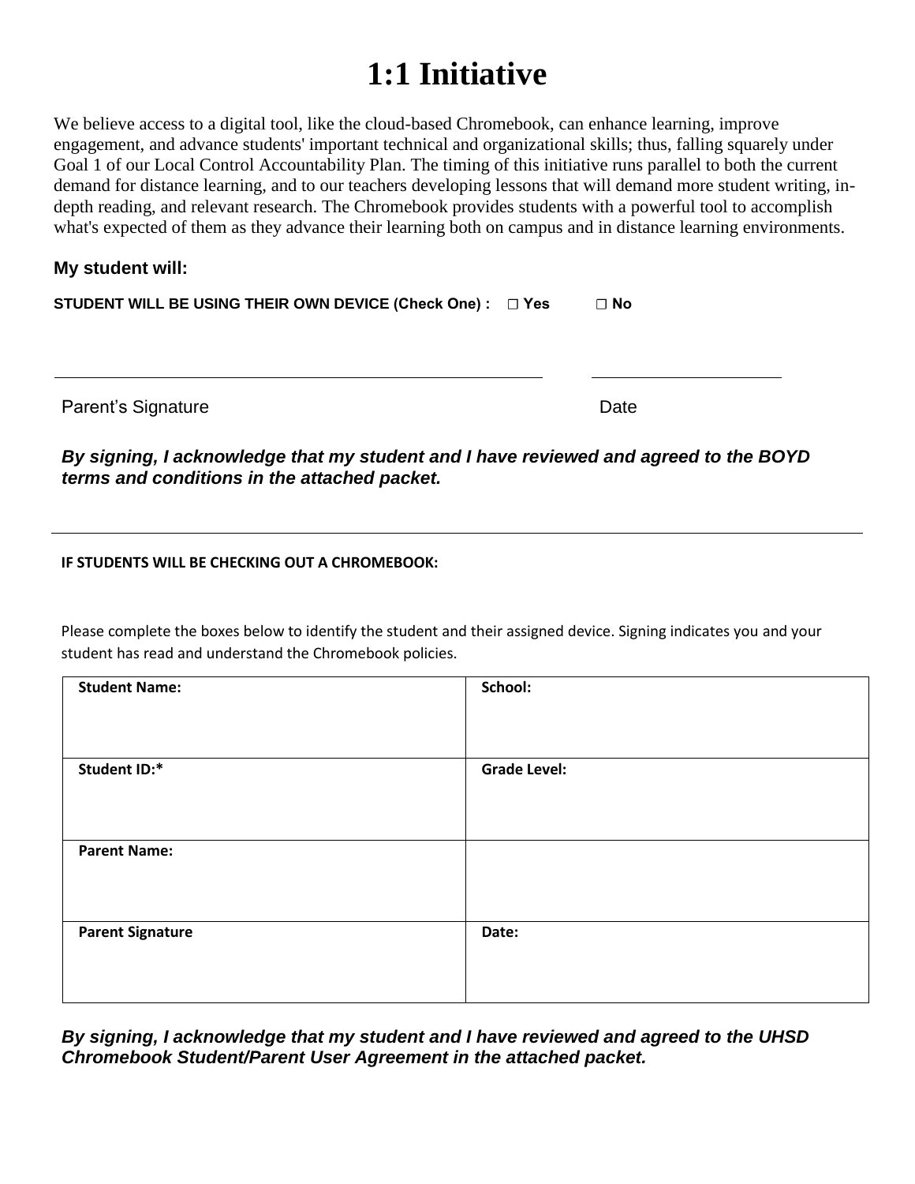# 1:1 Initiative

We believe access to a digital tool, like the cloud-based Chromebook, can enhance learning, improve engagement, and advance students' important technical and organizational skills; thus, falling squarely under Goal 1 of our Local Control Accountability Plan. The timing of this initiative runs parallel to both the current demand for distance learning, and to our teachers developing lessons that will demand more student writing, in-depth reading, and relevant research. The Chromebook provides students with a powerful tool to accomplish what's expected of them as they advance their learning both on campus and in distance learning environments.

**My student will:**

**STUDENT WILL BE USING THEIR OWN DEVICE (Check One) : ▢ Yes ▢ No**

_______________________________________________ ____________________

Parent's Signature Date

***By signing, I acknowledge that my student and I have reviewed and agreed to the BOYD terms and conditions in the attached packet.***

---

**IF STUDENTS WILL BE CHECKING OUT A CHROMEBOOK:**

Please complete the boxes below to identify the student and their assigned device. Signing indicates you and your student has read and understand the Chromebook policies.

| **Student Name:** | **School:** |
|---|---|
| **Student ID:*** | **Grade Level:** |
| **Parent Name:** | |
| **Parent Signature** | **Date:** |

***By signing, I acknowledge that my student and I have reviewed and agreed to the UHSD Chromebook Student/Parent User Agreement in the attached packet.***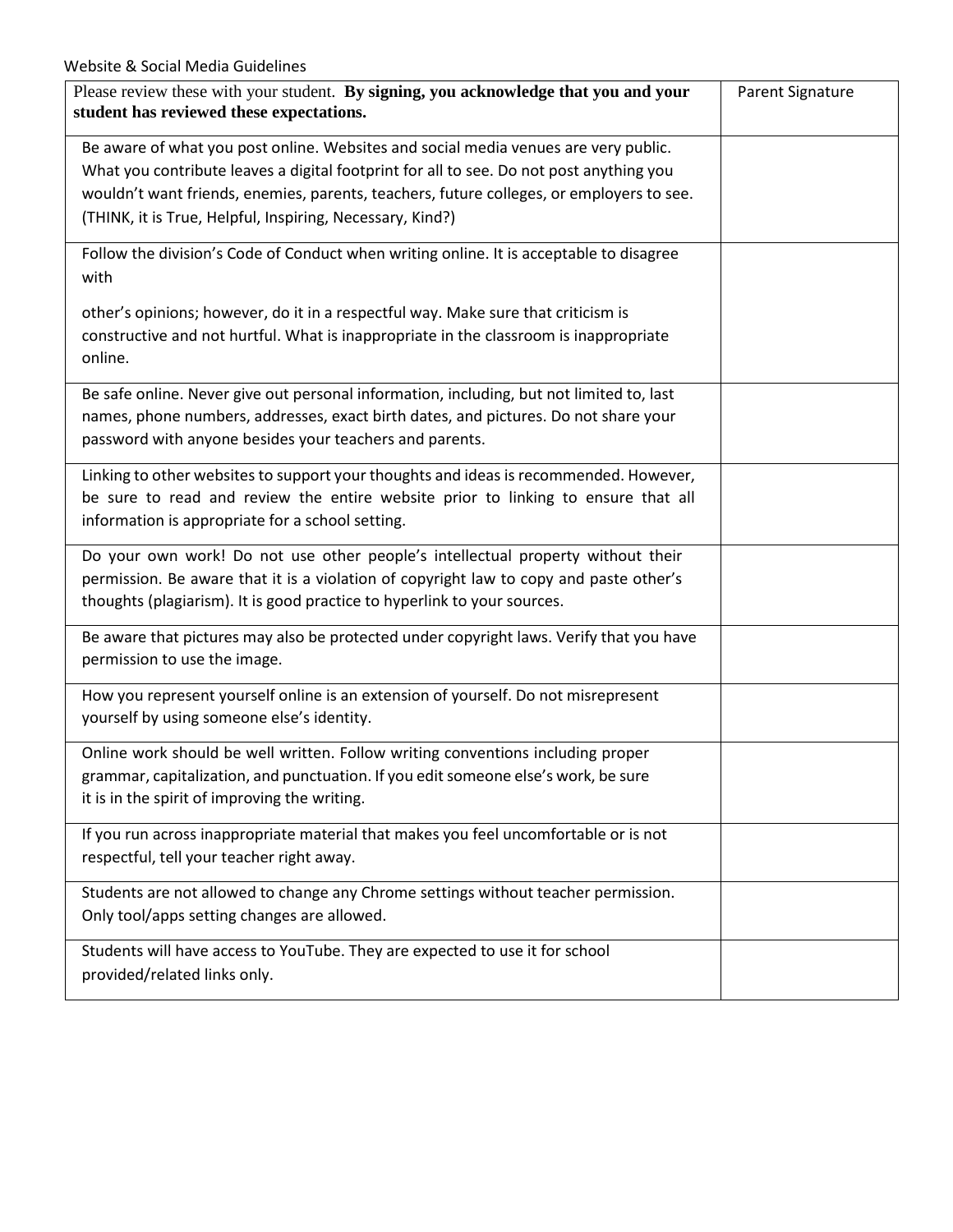Website & Social Media Guidelines

| Please review these with your student. **By signing, you acknowledge that you and your student has reviewed these expectations.** | Parent Signature |
|---|---|
| Be aware of what you post online. Websites and social media venues are very public. What you contribute leaves a digital footprint for all to see. Do not post anything you wouldn't want friends, enemies, parents, teachers, future colleges, or employers to see. (THINK, it is True, Helpful, Inspiring, Necessary, Kind?) | |
| Follow the division's Code of Conduct when writing online. It is acceptable to disagree with other's opinions; however, do it in a respectful way. Make sure that criticism is constructive and not hurtful. What is inappropriate in the classroom is inappropriate online. | |
| Be safe online. Never give out personal information, including, but not limited to, last names, phone numbers, addresses, exact birth dates, and pictures. Do not share your password with anyone besides your teachers and parents. | |
| Linking to other websites to support your thoughts and ideas is recommended. However, be sure to read and review the entire website prior to linking to ensure that all information is appropriate for a school setting. | |
| Do your own work! Do not use other people's intellectual property without their permission. Be aware that it is a violation of copyright law to copy and paste other's thoughts (plagiarism). It is good practice to hyperlink to your sources. | |
| Be aware that pictures may also be protected under copyright laws. Verify that you have permission to use the image. | |
| How you represent yourself online is an extension of yourself. Do not misrepresent yourself by using someone else's identity. | |
| Online work should be well written. Follow writing conventions including proper grammar, capitalization, and punctuation. If you edit someone else's work, be sure it is in the spirit of improving the writing. | |
| If you run across inappropriate material that makes you feel uncomfortable or is not respectful, tell your teacher right away. | |
| Students are not allowed to change any Chrome settings without teacher permission. Only tool/apps setting changes are allowed. | |
| Students will have access to YouTube. They are expected to use it for school provided/related links only. | |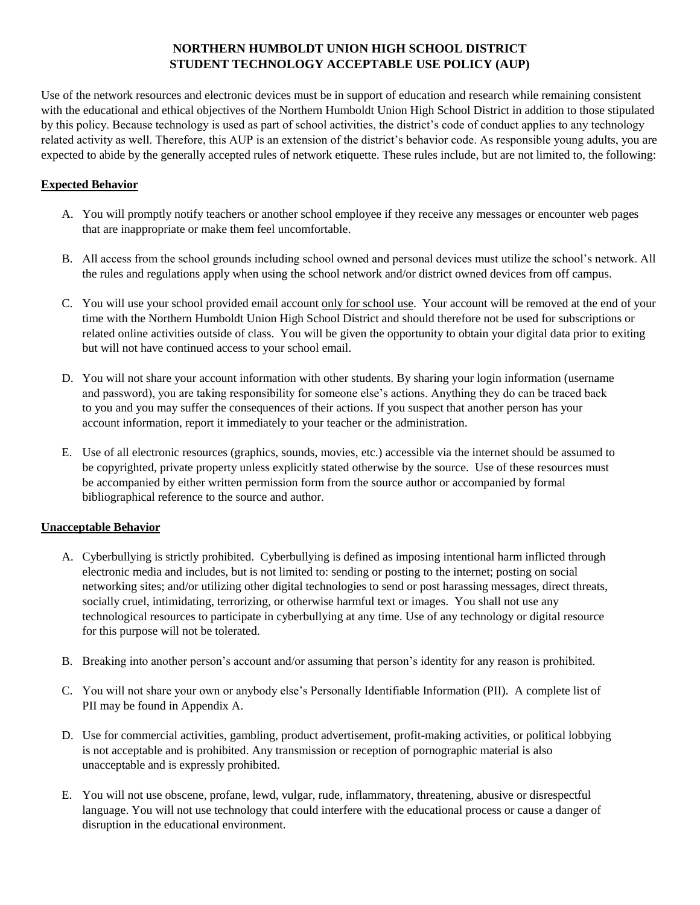# NORTHERN HUMBOLDT UNION HIGH SCHOOL DISTRICT
# STUDENT TECHNOLOGY ACCEPTABLE USE POLICY (AUP)

Use of the network resources and electronic devices must be in support of education and research while remaining consistent with the educational and ethical objectives of the Northern Humboldt Union High School District in addition to those stipulated by this policy. Because technology is used as part of school activities, the district's code of conduct applies to any technology related activity as well. Therefore, this AUP is an extension of the district's behavior code. As responsible young adults, you are expected to abide by the generally accepted rules of network etiquette. These rules include, but are not limited to, the following:

## Expected Behavior

A. You will promptly notify teachers or another school employee if they receive any messages or encounter web pages that are inappropriate or make them feel uncomfortable.

B. All access from the school grounds including school owned and personal devices must utilize the school's network. All the rules and regulations apply when using the school network and/or district owned devices from off campus.

C. You will use your school provided email account only for school use. Your account will be removed at the end of your time with the Northern Humboldt Union High School District and should therefore not be used for subscriptions or related online activities outside of class. You will be given the opportunity to obtain your digital data prior to exiting but will not have continued access to your school email.

D. You will not share your account information with other students. By sharing your login information (username and password), you are taking responsibility for someone else's actions. Anything they do can be traced back to you and you may suffer the consequences of their actions. If you suspect that another person has your account information, report it immediately to your teacher or the administration.

E. Use of all electronic resources (graphics, sounds, movies, etc.) accessible via the internet should be assumed to be copyrighted, private property unless explicitly stated otherwise by the source. Use of these resources must be accompanied by either written permission form from the source author or accompanied by formal bibliographical reference to the source and author.

## Unacceptable Behavior

A. Cyberbullying is strictly prohibited. Cyberbullying is defined as imposing intentional harm inflicted through electronic media and includes, but is not limited to: sending or posting to the internet; posting on social networking sites; and/or utilizing other digital technologies to send or post harassing messages, direct threats, socially cruel, intimidating, terrorizing, or otherwise harmful text or images. You shall not use any technological resources to participate in cyberbullying at any time. Use of any technology or digital resource for this purpose will not be tolerated.

B. Breaking into another person's account and/or assuming that person's identity for any reason is prohibited.

C. You will not share your own or anybody else's Personally Identifiable Information (PII). A complete list of PII may be found in Appendix A.

D. Use for commercial activities, gambling, product advertisement, profit-making activities, or political lobbying is not acceptable and is prohibited. Any transmission or reception of pornographic material is also unacceptable and is expressly prohibited.

E. You will not use obscene, profane, lewd, vulgar, rude, inflammatory, threatening, abusive or disrespectful language. You will not use technology that could interfere with the educational process or cause a danger of disruption in the educational environment.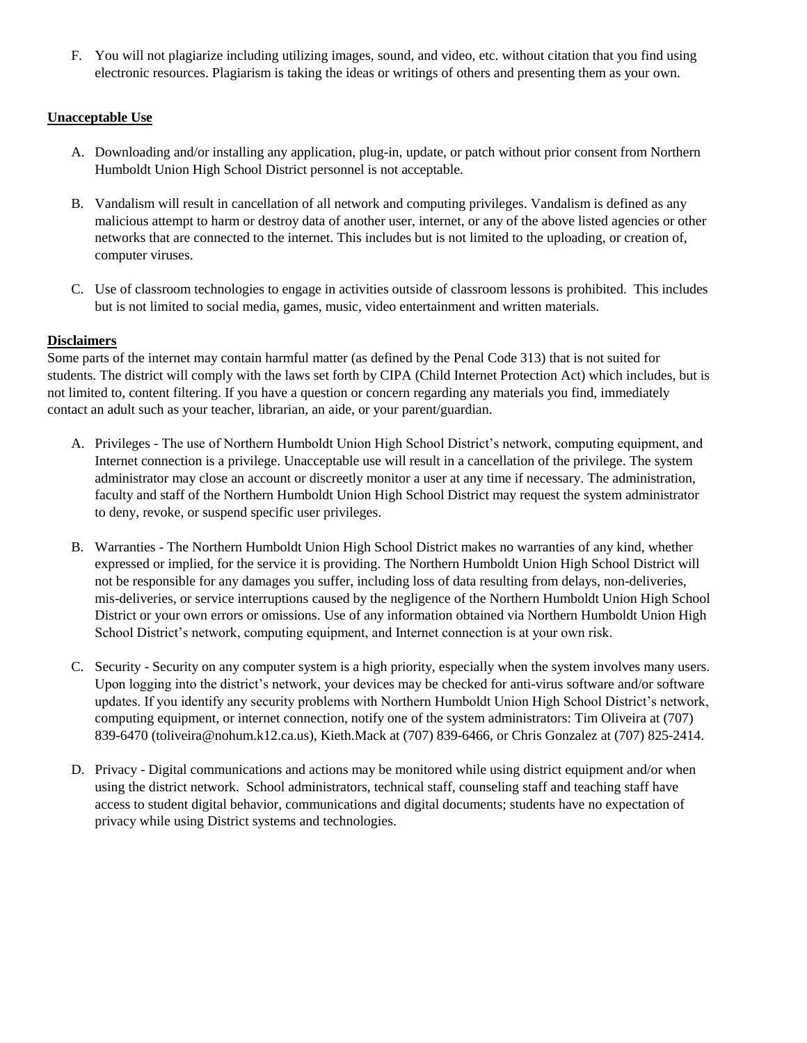F. You will not plagiarize including utilizing images, sound, and video, etc. without citation that you find using electronic resources. Plagiarism is taking the ideas or writings of others and presenting them as your own.

**Unacceptable Use**

A. Downloading and/or installing any application, plug-in, update, or patch without prior consent from Northern Humboldt Union High School District personnel is not acceptable.

B. Vandalism will result in cancellation of all network and computing privileges. Vandalism is defined as any malicious attempt to harm or destroy data of another user, internet, or any of the above listed agencies or other networks that are connected to the internet. This includes but is not limited to the uploading, or creation of, computer viruses.

C. Use of classroom technologies to engage in activities outside of classroom lessons is prohibited. This includes but is not limited to social media, games, music, video entertainment and written materials.

**Disclaimers**

Some parts of the internet may contain harmful matter (as defined by the Penal Code 313) that is not suited for students. The district will comply with the laws set forth by CIPA (Child Internet Protection Act) which includes, but is not limited to, content filtering. If you have a question or concern regarding any materials you find, immediately contact an adult such as your teacher, librarian, an aide, or your parent/guardian.

A. Privileges - The use of Northern Humboldt Union High School District's network, computing equipment, and Internet connection is a privilege. Unacceptable use will result in a cancellation of the privilege. The system administrator may close an account or discreetly monitor a user at any time if necessary. The administration, faculty and staff of the Northern Humboldt Union High School District may request the system administrator to deny, revoke, or suspend specific user privileges.

B. Warranties - The Northern Humboldt Union High School District makes no warranties of any kind, whether expressed or implied, for the service it is providing. The Northern Humboldt Union High School District will not be responsible for any damages you suffer, including loss of data resulting from delays, non-deliveries, mis-deliveries, or service interruptions caused by the negligence of the Northern Humboldt Union High School District or your own errors or omissions. Use of any information obtained via Northern Humboldt Union High School District's network, computing equipment, and Internet connection is at your own risk.

C. Security - Security on any computer system is a high priority, especially when the system involves many users. Upon logging into the district's network, your devices may be checked for anti-virus software and/or software updates. If you identify any security problems with Northern Humboldt Union High School District's network, computing equipment, or internet connection, notify one of the system administrators: Tim Oliveira at (707) 839-6470 (toliveira@nohum.k12.ca.us), Kieth.Mack at (707) 839-6466, or Chris Gonzalez at (707) 825-2414.

D. Privacy - Digital communications and actions may be monitored while using district equipment and/or when using the district network. School administrators, technical staff, counseling staff and teaching staff have access to student digital behavior, communications and digital documents; students have no expectation of privacy while using District systems and technologies.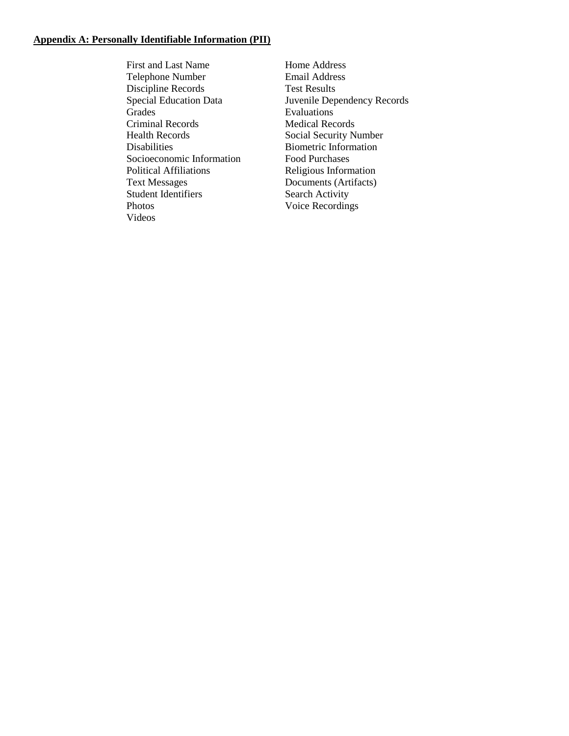## Appendix A: Personally Identifiable Information (PII)

- First and Last Name
- Home Address
- Telephone Number
- Email Address
- Discipline Records
- Test Results
- Special Education Data
- Juvenile Dependency Records
- Grades
- Evaluations
- Criminal Records
- Medical Records
- Health Records
- Social Security Number
- Disabilities
- Biometric Information
- Socioeconomic Information
- Food Purchases
- Political Affiliations
- Religious Information
- Text Messages
- Documents (Artifacts)
- Student Identifiers
- Search Activity
- Photos
- Voice Recordings
- Videos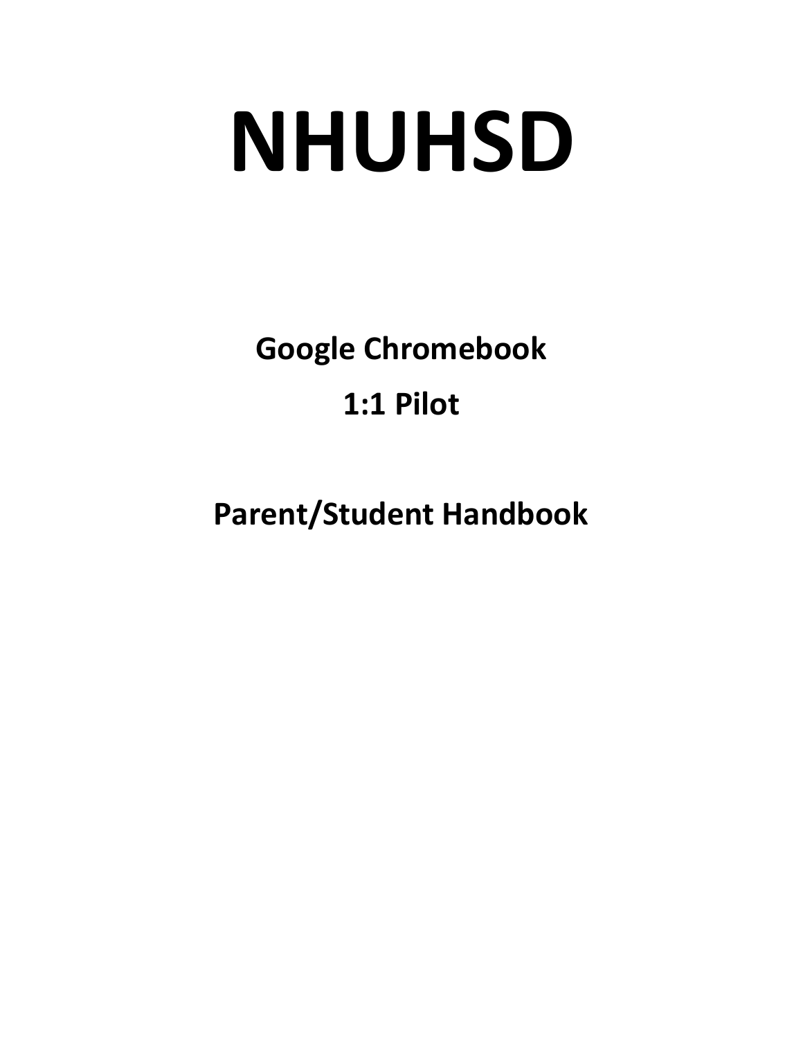# NHUHSD

## Google Chromebook

## 1:1 Pilot

## Parent/Student Handbook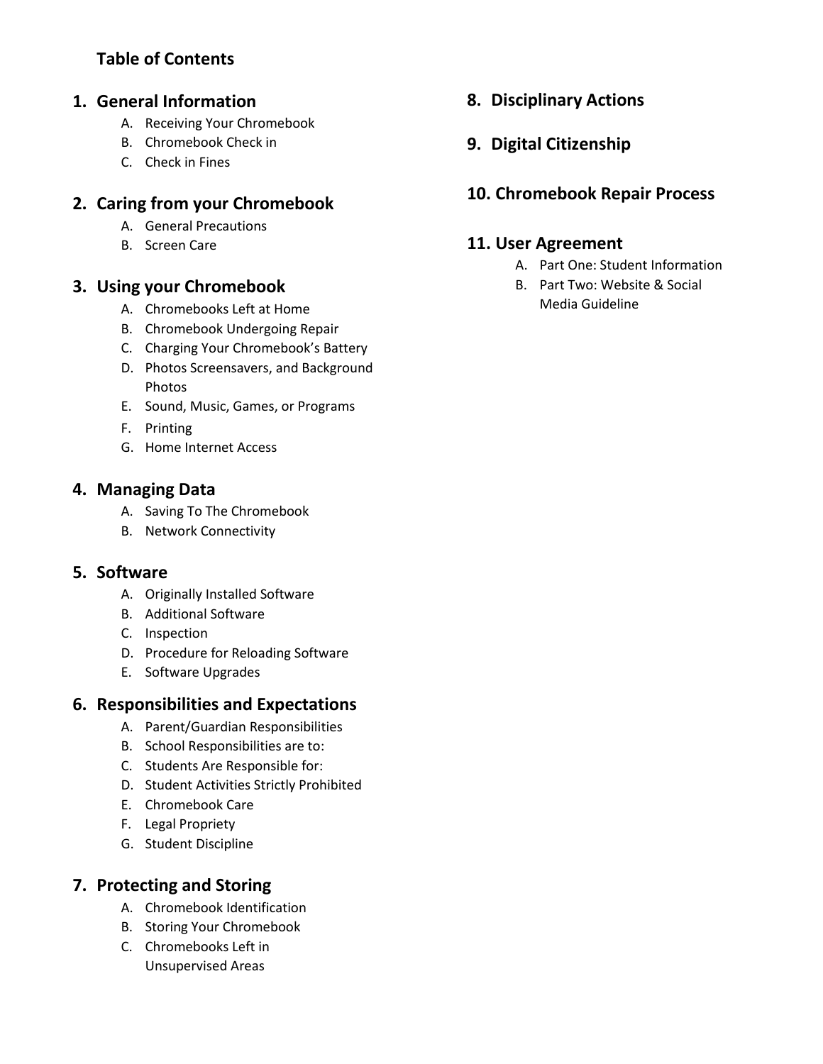## Table of Contents

1. **General Information**
   - A. Receiving Your Chromebook
   - B. Chromebook Check in
   - C. Check in Fines

2. **Caring from your Chromebook**
   - A. General Precautions
   - B. Screen Care

3. **Using your Chromebook**
   - A. Chromebooks Left at Home
   - B. Chromebook Undergoing Repair
   - C. Charging Your Chromebook's Battery
   - D. Photos Screensavers, and Background Photos
   - E. Sound, Music, Games, or Programs
   - F. Printing
   - G. Home Internet Access

4. **Managing Data**
   - A. Saving To The Chromebook
   - B. Network Connectivity

5. **Software**
   - A. Originally Installed Software
   - B. Additional Software
   - C. Inspection
   - D. Procedure for Reloading Software
   - E. Software Upgrades

6. **Responsibilities and Expectations**
   - A. Parent/Guardian Responsibilities
   - B. School Responsibilities are to:
   - C. Students Are Responsible for:
   - D. Student Activities Strictly Prohibited
   - E. Chromebook Care
   - F. Legal Propriety
   - G. Student Discipline

7. **Protecting and Storing**
   - A. Chromebook Identification
   - B. Storing Your Chromebook
   - C. Chromebooks Left in Unsupervised Areas

8. **Disciplinary Actions**

9. **Digital Citizenship**

10. **Chromebook Repair Process**

11. **User Agreement**
    - A. Part One: Student Information
    - B. Part Two: Website & Social Media Guideline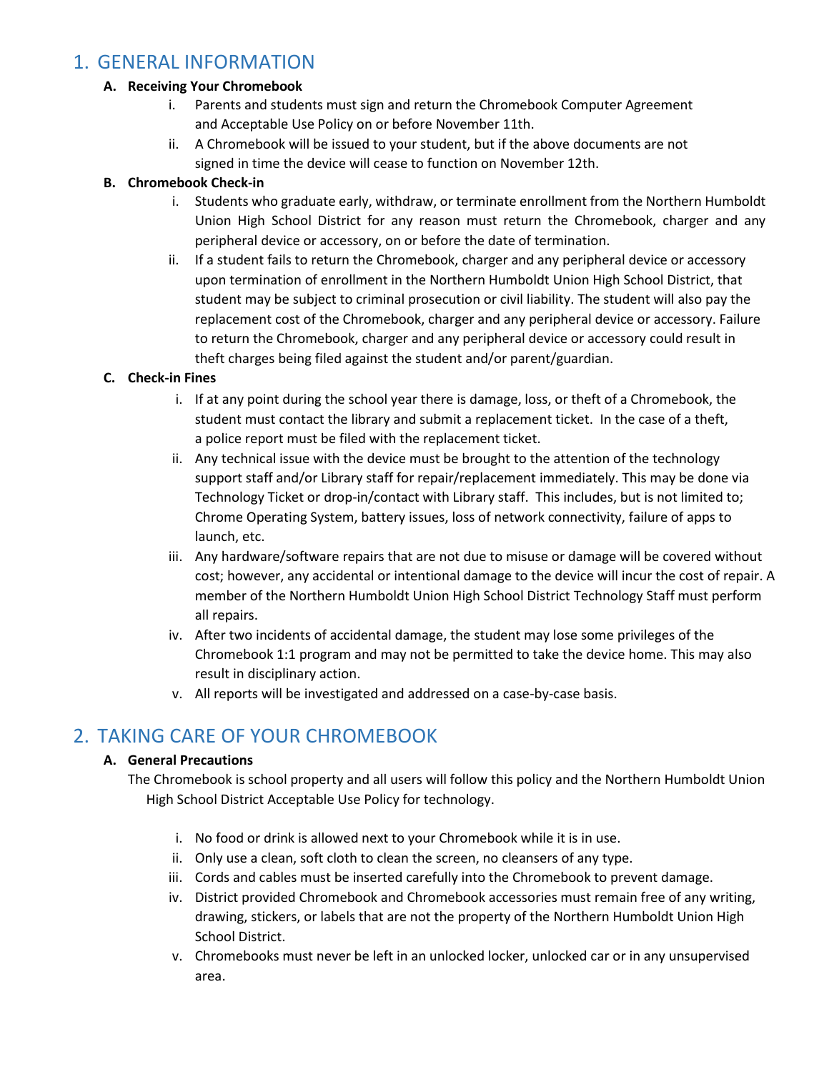# 1. GENERAL INFORMATION

**A. Receiving Your Chromebook**

i. Parents and students must sign and return the Chromebook Computer Agreement and Acceptable Use Policy on or before November 11th.

ii. A Chromebook will be issued to your student, but if the above documents are not signed in time the device will cease to function on November 12th.

**B. Chromebook Check-in**

i. Students who graduate early, withdraw, or terminate enrollment from the Northern Humboldt Union High School District for any reason must return the Chromebook, charger and any peripheral device or accessory, on or before the date of termination.

ii. If a student fails to return the Chromebook, charger and any peripheral device or accessory upon termination of enrollment in the Northern Humboldt Union High School District, that student may be subject to criminal prosecution or civil liability. The student will also pay the replacement cost of the Chromebook, charger and any peripheral device or accessory. Failure to return the Chromebook, charger and any peripheral device or accessory could result in theft charges being filed against the student and/or parent/guardian.

**C. Check-in Fines**

i. If at any point during the school year there is damage, loss, or theft of a Chromebook, the student must contact the library and submit a replacement ticket. In the case of a theft, a police report must be filed with the replacement ticket.

ii. Any technical issue with the device must be brought to the attention of the technology support staff and/or Library staff for repair/replacement immediately. This may be done via Technology Ticket or drop-in/contact with Library staff. This includes, but is not limited to; Chrome Operating System, battery issues, loss of network connectivity, failure of apps to launch, etc.

iii. Any hardware/software repairs that are not due to misuse or damage will be covered without cost; however, any accidental or intentional damage to the device will incur the cost of repair. A member of the Northern Humboldt Union High School District Technology Staff must perform all repairs.

iv. After two incidents of accidental damage, the student may lose some privileges of the Chromebook 1:1 program and may not be permitted to take the device home. This may also result in disciplinary action.

v. All reports will be investigated and addressed on a case-by-case basis.

# 2. TAKING CARE OF YOUR CHROMEBOOK

**A. General Precautions**

The Chromebook is school property and all users will follow this policy and the Northern Humboldt Union High School District Acceptable Use Policy for technology.

i. No food or drink is allowed next to your Chromebook while it is in use.

ii. Only use a clean, soft cloth to clean the screen, no cleansers of any type.

iii. Cords and cables must be inserted carefully into the Chromebook to prevent damage.

iv. District provided Chromebook and Chromebook accessories must remain free of any writing, drawing, stickers, or labels that are not the property of the Northern Humboldt Union High School District.

v. Chromebooks must never be left in an unlocked locker, unlocked car or in any unsupervised area.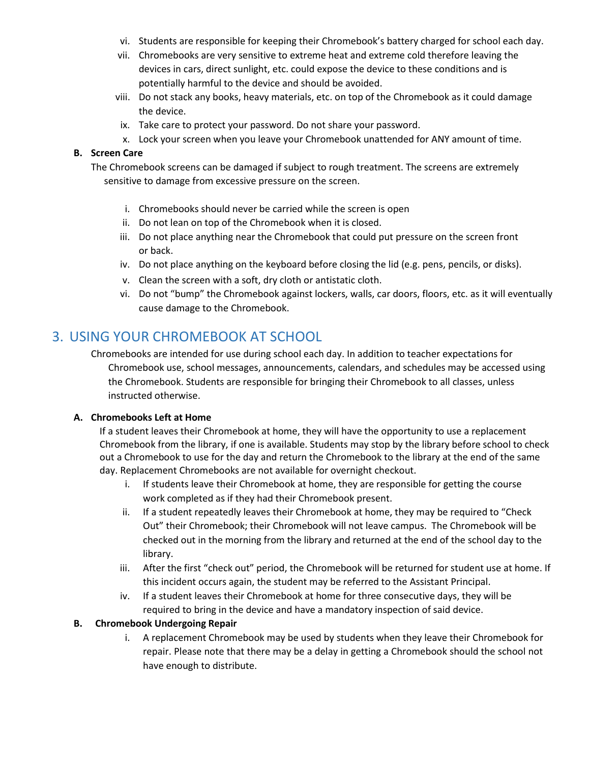vi. Students are responsible for keeping their Chromebook's battery charged for school each day.
vii. Chromebooks are very sensitive to extreme heat and extreme cold therefore leaving the devices in cars, direct sunlight, etc. could expose the device to these conditions and is potentially harmful to the device and should be avoided.
viii. Do not stack any books, heavy materials, etc. on top of the Chromebook as it could damage the device.
ix. Take care to protect your password. Do not share your password.
x. Lock your screen when you leave your Chromebook unattended for ANY amount of time.

**B. Screen Care**

The Chromebook screens can be damaged if subject to rough treatment. The screens are extremely sensitive to damage from excessive pressure on the screen.

i. Chromebooks should never be carried while the screen is open
ii. Do not lean on top of the Chromebook when it is closed.
iii. Do not place anything near the Chromebook that could put pressure on the screen front or back.
iv. Do not place anything on the keyboard before closing the lid (e.g. pens, pencils, or disks).
v. Clean the screen with a soft, dry cloth or antistatic cloth.
vi. Do not "bump" the Chromebook against lockers, walls, car doors, floors, etc. as it will eventually cause damage to the Chromebook.

## 3. USING YOUR CHROMEBOOK AT SCHOOL

Chromebooks are intended for use during school each day. In addition to teacher expectations for Chromebook use, school messages, announcements, calendars, and schedules may be accessed using the Chromebook. Students are responsible for bringing their Chromebook to all classes, unless instructed otherwise.

**A. Chromebooks Left at Home**

If a student leaves their Chromebook at home, they will have the opportunity to use a replacement Chromebook from the library, if one is available. Students may stop by the library before school to check out a Chromebook to use for the day and return the Chromebook to the library at the end of the same day. Replacement Chromebooks are not available for overnight checkout.

i. If students leave their Chromebook at home, they are responsible for getting the course work completed as if they had their Chromebook present.
ii. If a student repeatedly leaves their Chromebook at home, they may be required to "Check Out" their Chromebook; their Chromebook will not leave campus. The Chromebook will be checked out in the morning from the library and returned at the end of the school day to the library.
iii. After the first "check out" period, the Chromebook will be returned for student use at home. If this incident occurs again, the student may be referred to the Assistant Principal.
iv. If a student leaves their Chromebook at home for three consecutive days, they will be required to bring in the device and have a mandatory inspection of said device.

**B. Chromebook Undergoing Repair**

i. A replacement Chromebook may be used by students when they leave their Chromebook for repair. Please note that there may be a delay in getting a Chromebook should the school not have enough to distribute.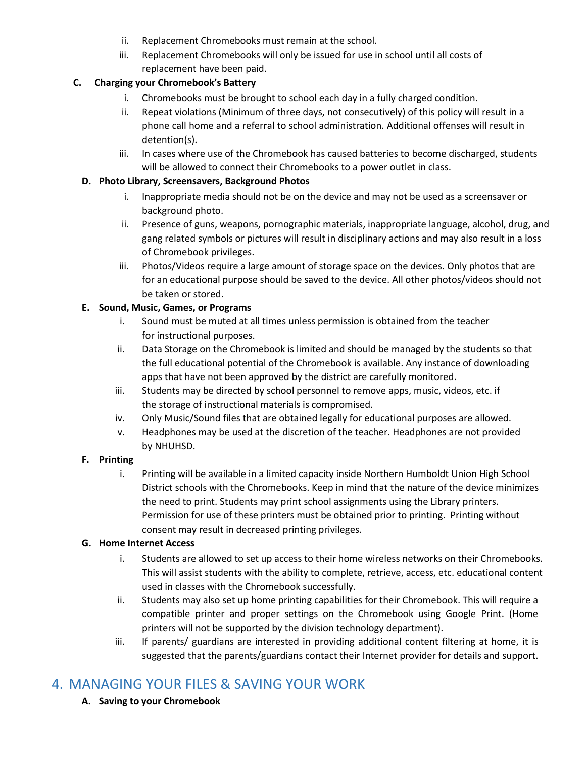ii. Replacement Chromebooks must remain at the school.

iii. Replacement Chromebooks will only be issued for use in school until all costs of replacement have been paid.

**C. Charging your Chromebook's Battery**

i. Chromebooks must be brought to school each day in a fully charged condition.

ii. Repeat violations (Minimum of three days, not consecutively) of this policy will result in a phone call home and a referral to school administration. Additional offenses will result in detention(s).

iii. In cases where use of the Chromebook has caused batteries to become discharged, students will be allowed to connect their Chromebooks to a power outlet in class.

**D. Photo Library, Screensavers, Background Photos**

i. Inappropriate media should not be on the device and may not be used as a screensaver or background photo.

ii. Presence of guns, weapons, pornographic materials, inappropriate language, alcohol, drug, and gang related symbols or pictures will result in disciplinary actions and may also result in a loss of Chromebook privileges.

iii. Photos/Videos require a large amount of storage space on the devices. Only photos that are for an educational purpose should be saved to the device. All other photos/videos should not be taken or stored.

**E. Sound, Music, Games, or Programs**

i. Sound must be muted at all times unless permission is obtained from the teacher for instructional purposes.

ii. Data Storage on the Chromebook is limited and should be managed by the students so that the full educational potential of the Chromebook is available. Any instance of downloading apps that have not been approved by the district are carefully monitored.

iii. Students may be directed by school personnel to remove apps, music, videos, etc. if the storage of instructional materials is compromised.

iv. Only Music/Sound files that are obtained legally for educational purposes are allowed.

v. Headphones may be used at the discretion of the teacher. Headphones are not provided by NHUHSD.

**F. Printing**

i. Printing will be available in a limited capacity inside Northern Humboldt Union High School District schools with the Chromebooks. Keep in mind that the nature of the device minimizes the need to print. Students may print school assignments using the Library printers. Permission for use of these printers must be obtained prior to printing. Printing without consent may result in decreased printing privileges.

**G. Home Internet Access**

i. Students are allowed to set up access to their home wireless networks on their Chromebooks. This will assist students with the ability to complete, retrieve, access, etc. educational content used in classes with the Chromebook successfully.

ii. Students may also set up home printing capabilities for their Chromebook. This will require a compatible printer and proper settings on the Chromebook using Google Print. (Home printers will not be supported by the division technology department).

iii. If parents/ guardians are interested in providing additional content filtering at home, it is suggested that the parents/guardians contact their Internet provider for details and support.

## 4. MANAGING YOUR FILES & SAVING YOUR WORK

**A. Saving to your Chromebook**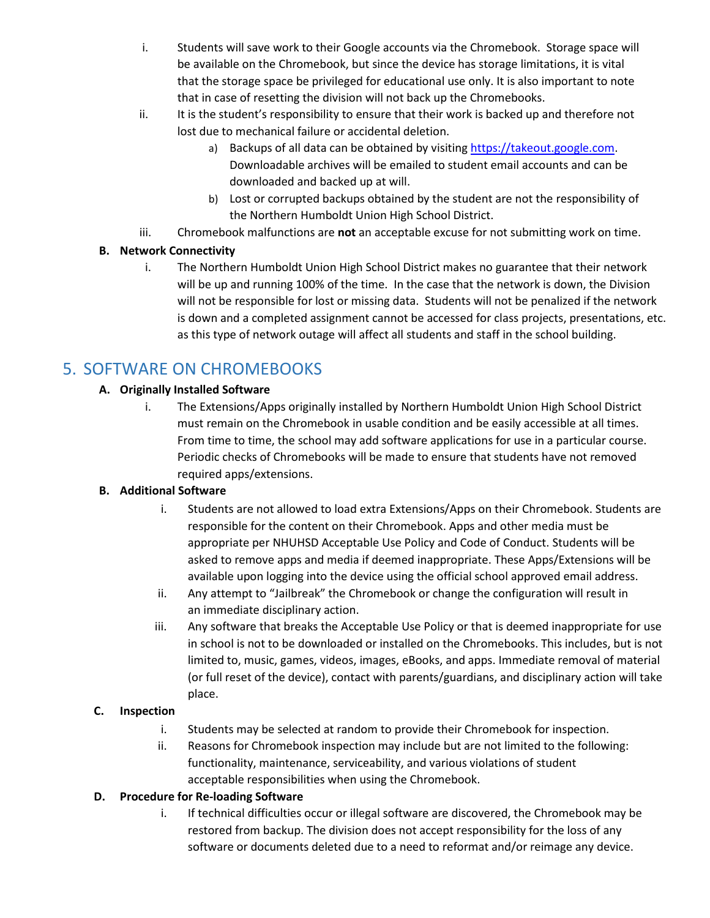i. Students will save work to their Google accounts via the Chromebook. Storage space will be available on the Chromebook, but since the device has storage limitations, it is vital that the storage space be privileged for educational use only. It is also important to note that in case of resetting the division will not back up the Chromebooks.

ii. It is the student's responsibility to ensure that their work is backed up and therefore not lost due to mechanical failure or accidental deletion.

   a) Backups of all data can be obtained by visiting [https://takeout.google.com](https://takeout.google.com). Downloadable archives will be emailed to student email accounts and can be downloaded and backed up at will.

   b) Lost or corrupted backups obtained by the student are not the responsibility of the Northern Humboldt Union High School District.

iii. Chromebook malfunctions are **not** an acceptable excuse for not submitting work on time.

**B. Network Connectivity**

i. The Northern Humboldt Union High School District makes no guarantee that their network will be up and running 100% of the time. In the case that the network is down, the Division will not be responsible for lost or missing data. Students will not be penalized if the network is down and a completed assignment cannot be accessed for class projects, presentations, etc. as this type of network outage will affect all students and staff in the school building.

## 5. SOFTWARE ON CHROMEBOOKS

**A. Originally Installed Software**

i. The Extensions/Apps originally installed by Northern Humboldt Union High School District must remain on the Chromebook in usable condition and be easily accessible at all times. From time to time, the school may add software applications for use in a particular course. Periodic checks of Chromebooks will be made to ensure that students have not removed required apps/extensions.

**B. Additional Software**

i. Students are not allowed to load extra Extensions/Apps on their Chromebook. Students are responsible for the content on their Chromebook. Apps and other media must be appropriate per NHUHSD Acceptable Use Policy and Code of Conduct. Students will be asked to remove apps and media if deemed inappropriate. These Apps/Extensions will be available upon logging into the device using the official school approved email address.

ii. Any attempt to "Jailbreak" the Chromebook or change the configuration will result in an immediate disciplinary action.

iii. Any software that breaks the Acceptable Use Policy or that is deemed inappropriate for use in school is not to be downloaded or installed on the Chromebooks. This includes, but is not limited to, music, games, videos, images, eBooks, and apps. Immediate removal of material (or full reset of the device), contact with parents/guardians, and disciplinary action will take place.

**C. Inspection**

i. Students may be selected at random to provide their Chromebook for inspection.

ii. Reasons for Chromebook inspection may include but are not limited to the following: functionality, maintenance, serviceability, and various violations of student acceptable responsibilities when using the Chromebook.

**D. Procedure for Re-loading Software**

i. If technical difficulties occur or illegal software are discovered, the Chromebook may be restored from backup. The division does not accept responsibility for the loss of any software or documents deleted due to a need to reformat and/or reimage any device.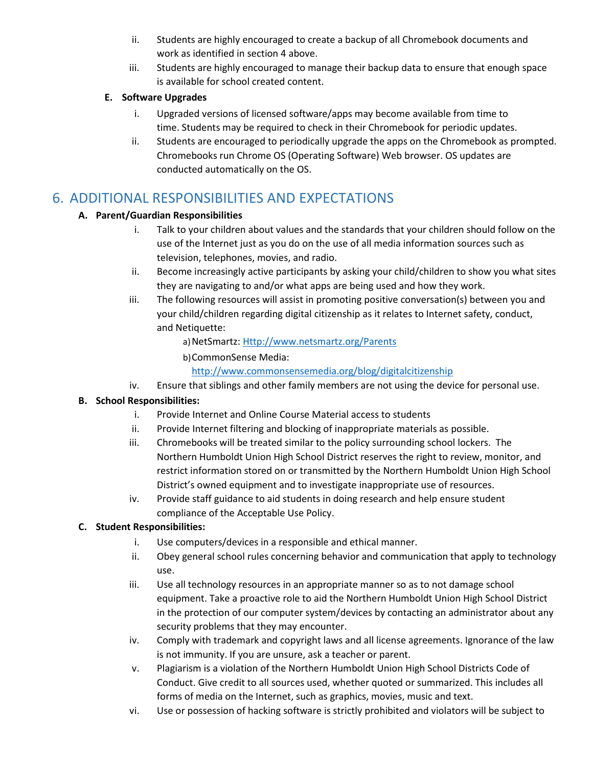ii. Students are highly encouraged to create a backup of all Chromebook documents and work as identified in section 4 above.

iii. Students are highly encouraged to manage their backup data to ensure that enough space is available for school created content.

**E. Software Upgrades**

i. Upgraded versions of licensed software/apps may become available from time to time. Students may be required to check in their Chromebook for periodic updates.

ii. Students are encouraged to periodically upgrade the apps on the Chromebook as prompted. Chromebooks run Chrome OS (Operating Software) Web browser. OS updates are conducted automatically on the OS.

## 6. ADDITIONAL RESPONSIBILITIES AND EXPECTATIONS

**A. Parent/Guardian Responsibilities**

i. Talk to your children about values and the standards that your children should follow on the use of the Internet just as you do on the use of all media information sources such as television, telephones, movies, and radio.

ii. Become increasingly active participants by asking your child/children to show you what sites they are navigating to and/or what apps are being used and how they work.

iii. The following resources will assist in promoting positive conversation(s) between you and your child/children regarding digital citizenship as it relates to Internet safety, conduct, and Netiquette:

a) NetSmartz: [Http://www.netsmartz.org/Parents](Http://www.netsmartz.org/Parents)

b) CommonSense Media: [http://www.commonsensemedia.org/blog/digitalcitizenship](http://www.commonsensemedia.org/blog/digitalcitizenship)

iv. Ensure that siblings and other family members are not using the device for personal use.

**B. School Responsibilities:**

i. Provide Internet and Online Course Material access to students

ii. Provide Internet filtering and blocking of inappropriate materials as possible.

iii. Chromebooks will be treated similar to the policy surrounding school lockers. The Northern Humboldt Union High School District reserves the right to review, monitor, and restrict information stored on or transmitted by the Northern Humboldt Union High School District's owned equipment and to investigate inappropriate use of resources.

iv. Provide staff guidance to aid students in doing research and help ensure student compliance of the Acceptable Use Policy.

**C. Student Responsibilities:**

i. Use computers/devices in a responsible and ethical manner.

ii. Obey general school rules concerning behavior and communication that apply to technology use.

iii. Use all technology resources in an appropriate manner so as to not damage school equipment. Take a proactive role to aid the Northern Humboldt Union High School District in the protection of our computer system/devices by contacting an administrator about any security problems that they may encounter.

iv. Comply with trademark and copyright laws and all license agreements. Ignorance of the law is not immunity. If you are unsure, ask a teacher or parent.

v. Plagiarism is a violation of the Northern Humboldt Union High School Districts Code of Conduct. Give credit to all sources used, whether quoted or summarized. This includes all forms of media on the Internet, such as graphics, movies, music and text.

vi. Use or possession of hacking software is strictly prohibited and violators will be subject to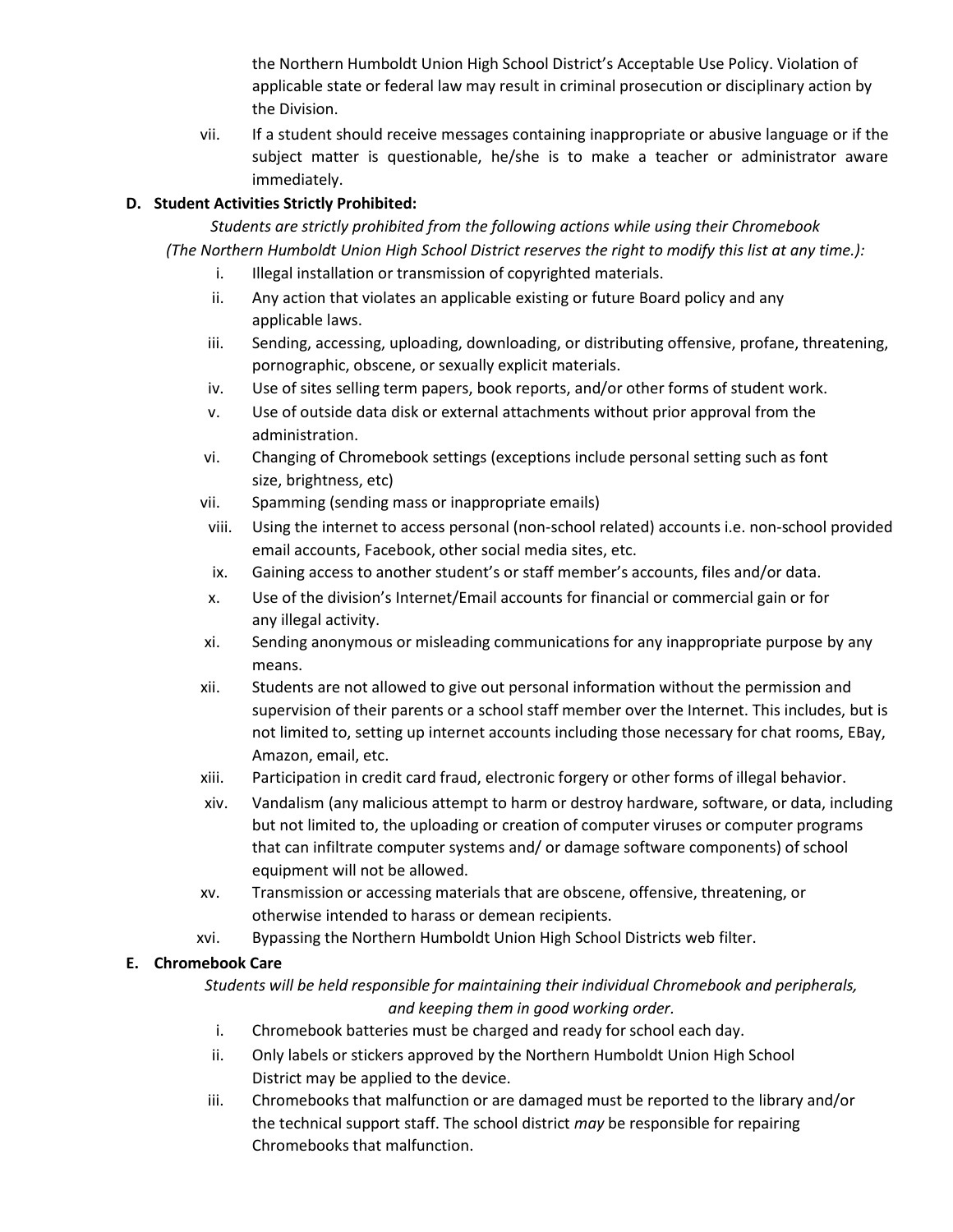the Northern Humboldt Union High School District's Acceptable Use Policy. Violation of applicable state or federal law may result in criminal prosecution or disciplinary action by the Division.

vii. If a student should receive messages containing inappropriate or abusive language or if the subject matter is questionable, he/she is to make a teacher or administrator aware immediately.

**D. Student Activities Strictly Prohibited:**

*Students are strictly prohibited from the following actions while using their Chromebook (The Northern Humboldt Union High School District reserves the right to modify this list at any time.):*

i. Illegal installation or transmission of copyrighted materials.

ii. Any action that violates an applicable existing or future Board policy and any applicable laws.

iii. Sending, accessing, uploading, downloading, or distributing offensive, profane, threatening, pornographic, obscene, or sexually explicit materials.

iv. Use of sites selling term papers, book reports, and/or other forms of student work.

v. Use of outside data disk or external attachments without prior approval from the administration.

vi. Changing of Chromebook settings (exceptions include personal setting such as font size, brightness, etc)

vii. Spamming (sending mass or inappropriate emails)

viii. Using the internet to access personal (non-school related) accounts i.e. non-school provided email accounts, Facebook, other social media sites, etc.

ix. Gaining access to another student's or staff member's accounts, files and/or data.

x. Use of the division's Internet/Email accounts for financial or commercial gain or for any illegal activity.

xi. Sending anonymous or misleading communications for any inappropriate purpose by any means.

xii. Students are not allowed to give out personal information without the permission and supervision of their parents or a school staff member over the Internet. This includes, but is not limited to, setting up internet accounts including those necessary for chat rooms, EBay, Amazon, email, etc.

xiii. Participation in credit card fraud, electronic forgery or other forms of illegal behavior.

xiv. Vandalism (any malicious attempt to harm or destroy hardware, software, or data, including but not limited to, the uploading or creation of computer viruses or computer programs that can infiltrate computer systems and/ or damage software components) of school equipment will not be allowed.

xv. Transmission or accessing materials that are obscene, offensive, threatening, or otherwise intended to harass or demean recipients.

xvi. Bypassing the Northern Humboldt Union High School Districts web filter.

**E. Chromebook Care**

*Students will be held responsible for maintaining their individual Chromebook and peripherals, and keeping them in good working order.*

i. Chromebook batteries must be charged and ready for school each day.

ii. Only labels or stickers approved by the Northern Humboldt Union High School District may be applied to the device.

iii. Chromebooks that malfunction or are damaged must be reported to the library and/or the technical support staff. The school district *may* be responsible for repairing Chromebooks that malfunction.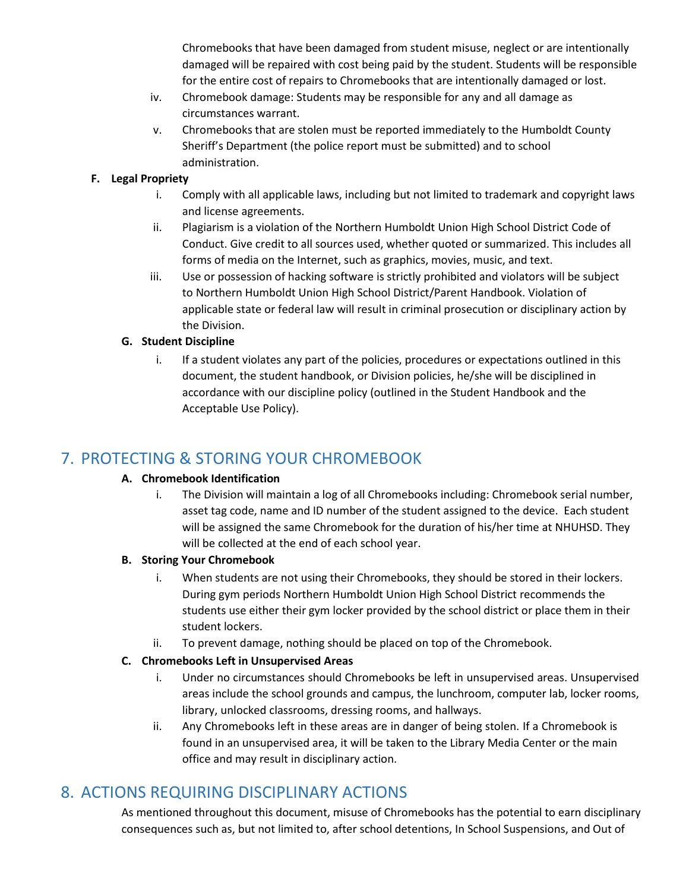Chromebooks that have been damaged from student misuse, neglect or are intentionally damaged will be repaired with cost being paid by the student. Students will be responsible for the entire cost of repairs to Chromebooks that are intentionally damaged or lost.

iv. Chromebook damage: Students may be responsible for any and all damage as circumstances warrant.

v. Chromebooks that are stolen must be reported immediately to the Humboldt County Sheriff's Department (the police report must be submitted) and to school administration.

**F. Legal Propriety**

i. Comply with all applicable laws, including but not limited to trademark and copyright laws and license agreements.

ii. Plagiarism is a violation of the Northern Humboldt Union High School District Code of Conduct. Give credit to all sources used, whether quoted or summarized. This includes all forms of media on the Internet, such as graphics, movies, music, and text.

iii. Use or possession of hacking software is strictly prohibited and violators will be subject to Northern Humboldt Union High School District/Parent Handbook. Violation of applicable state or federal law will result in criminal prosecution or disciplinary action by the Division.

**G. Student Discipline**

i. If a student violates any part of the policies, procedures or expectations outlined in this document, the student handbook, or Division policies, he/she will be disciplined in accordance with our discipline policy (outlined in the Student Handbook and the Acceptable Use Policy).

## 7. PROTECTING & STORING YOUR CHROMEBOOK

**A. Chromebook Identification**

i. The Division will maintain a log of all Chromebooks including: Chromebook serial number, asset tag code, name and ID number of the student assigned to the device. Each student will be assigned the same Chromebook for the duration of his/her time at NHUHSD. They will be collected at the end of each school year.

**B. Storing Your Chromebook**

i. When students are not using their Chromebooks, they should be stored in their lockers. During gym periods Northern Humboldt Union High School District recommends the students use either their gym locker provided by the school district or place them in their student lockers.

ii. To prevent damage, nothing should be placed on top of the Chromebook.

**C. Chromebooks Left in Unsupervised Areas**

i. Under no circumstances should Chromebooks be left in unsupervised areas. Unsupervised areas include the school grounds and campus, the lunchroom, computer lab, locker rooms, library, unlocked classrooms, dressing rooms, and hallways.

ii. Any Chromebooks left in these areas are in danger of being stolen. If a Chromebook is found in an unsupervised area, it will be taken to the Library Media Center or the main office and may result in disciplinary action.

## 8. ACTIONS REQUIRING DISCIPLINARY ACTIONS

As mentioned throughout this document, misuse of Chromebooks has the potential to earn disciplinary consequences such as, but not limited to, after school detentions, In School Suspensions, and Out of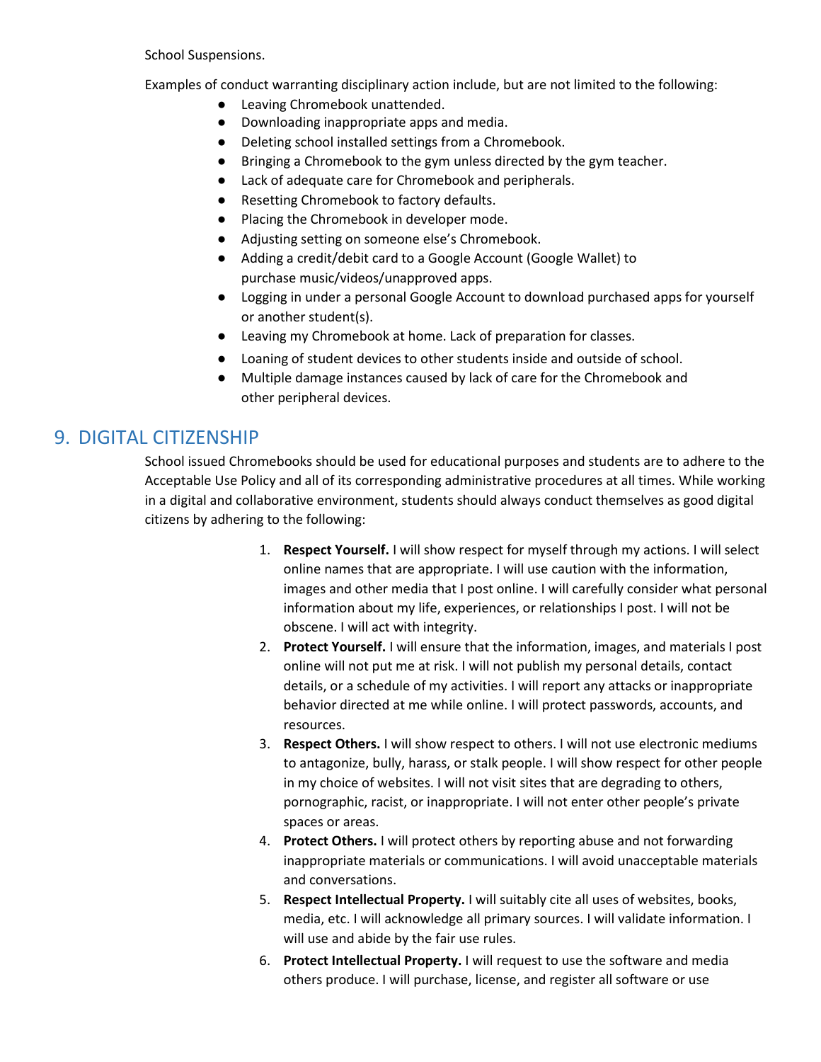School Suspensions.

Examples of conduct warranting disciplinary action include, but are not limited to the following:

- Leaving Chromebook unattended.
- Downloading inappropriate apps and media.
- Deleting school installed settings from a Chromebook.
- Bringing a Chromebook to the gym unless directed by the gym teacher.
- Lack of adequate care for Chromebook and peripherals.
- Resetting Chromebook to factory defaults.
- Placing the Chromebook in developer mode.
- Adjusting setting on someone else's Chromebook.
- Adding a credit/debit card to a Google Account (Google Wallet) to purchase music/videos/unapproved apps.
- Logging in under a personal Google Account to download purchased apps for yourself or another student(s).
- Leaving my Chromebook at home. Lack of preparation for classes.
- Loaning of student devices to other students inside and outside of school.
- Multiple damage instances caused by lack of care for the Chromebook and other peripheral devices.

## 9. DIGITAL CITIZENSHIP

School issued Chromebooks should be used for educational purposes and students are to adhere to the Acceptable Use Policy and all of its corresponding administrative procedures at all times. While working in a digital and collaborative environment, students should always conduct themselves as good digital citizens by adhering to the following:

1. **Respect Yourself.** I will show respect for myself through my actions. I will select online names that are appropriate. I will use caution with the information, images and other media that I post online. I will carefully consider what personal information about my life, experiences, or relationships I post. I will not be obscene. I will act with integrity.
2. **Protect Yourself.** I will ensure that the information, images, and materials I post online will not put me at risk. I will not publish my personal details, contact details, or a schedule of my activities. I will report any attacks or inappropriate behavior directed at me while online. I will protect passwords, accounts, and resources.
3. **Respect Others.** I will show respect to others. I will not use electronic mediums to antagonize, bully, harass, or stalk people. I will show respect for other people in my choice of websites. I will not visit sites that are degrading to others, pornographic, racist, or inappropriate. I will not enter other people's private spaces or areas.
4. **Protect Others.** I will protect others by reporting abuse and not forwarding inappropriate materials or communications. I will avoid unacceptable materials and conversations.
5. **Respect Intellectual Property.** I will suitably cite all uses of websites, books, media, etc. I will acknowledge all primary sources. I will validate information. I will use and abide by the fair use rules.
6. **Protect Intellectual Property.** I will request to use the software and media others produce. I will purchase, license, and register all software or use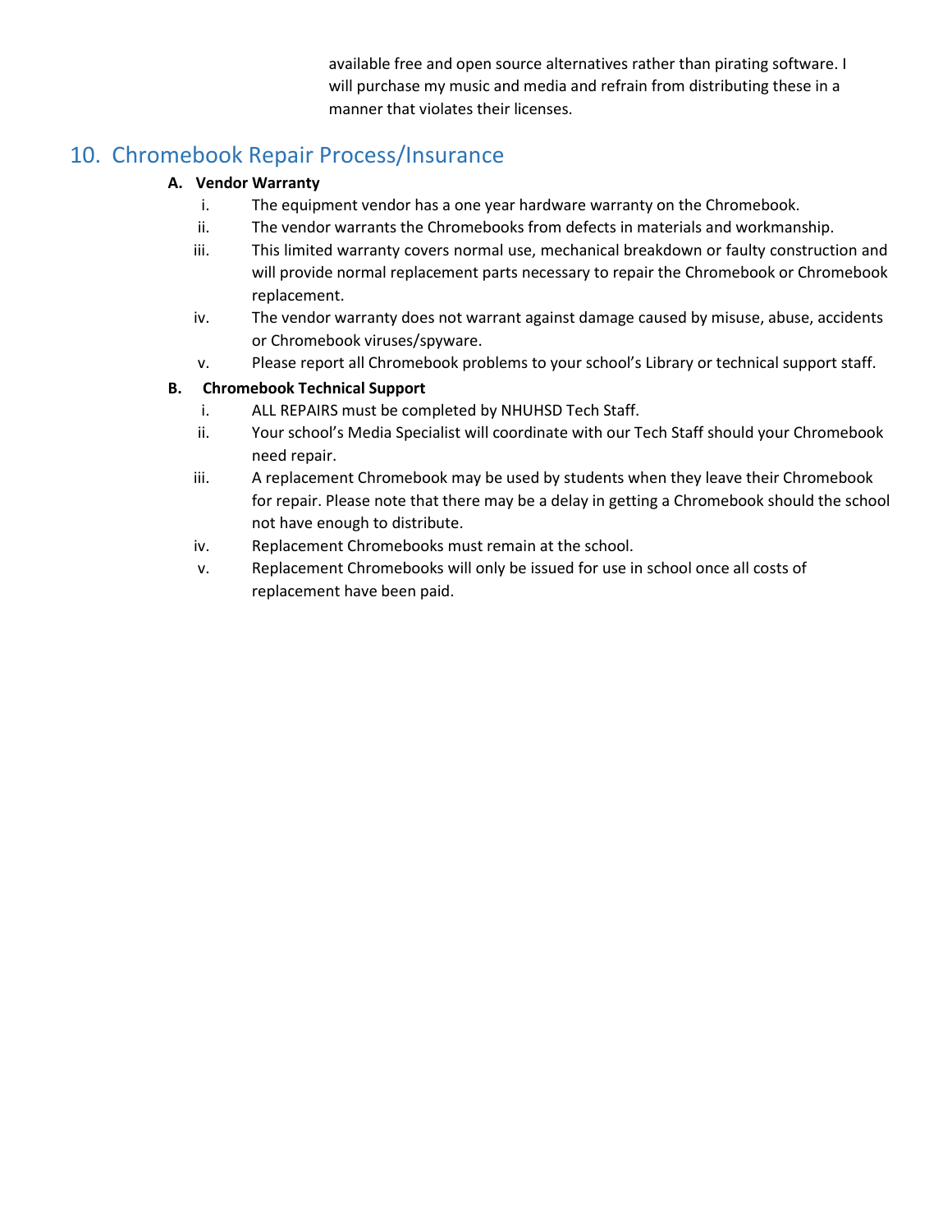available free and open source alternatives rather than pirating software. I will purchase my music and media and refrain from distributing these in a manner that violates their licenses.

## 10. Chromebook Repair Process/Insurance

**A. Vendor Warranty**

i. The equipment vendor has a one year hardware warranty on the Chromebook.

ii. The vendor warrants the Chromebooks from defects in materials and workmanship.

iii. This limited warranty covers normal use, mechanical breakdown or faulty construction and will provide normal replacement parts necessary to repair the Chromebook or Chromebook replacement.

iv. The vendor warranty does not warrant against damage caused by misuse, abuse, accidents or Chromebook viruses/spyware.

v. Please report all Chromebook problems to your school's Library or technical support staff.

**B. Chromebook Technical Support**

i. ALL REPAIRS must be completed by NHUHSD Tech Staff.

ii. Your school's Media Specialist will coordinate with our Tech Staff should your Chromebook need repair.

iii. A replacement Chromebook may be used by students when they leave their Chromebook for repair. Please note that there may be a delay in getting a Chromebook should the school not have enough to distribute.

iv. Replacement Chromebooks must remain at the school.

v. Replacement Chromebooks will only be issued for use in school once all costs of replacement have been paid.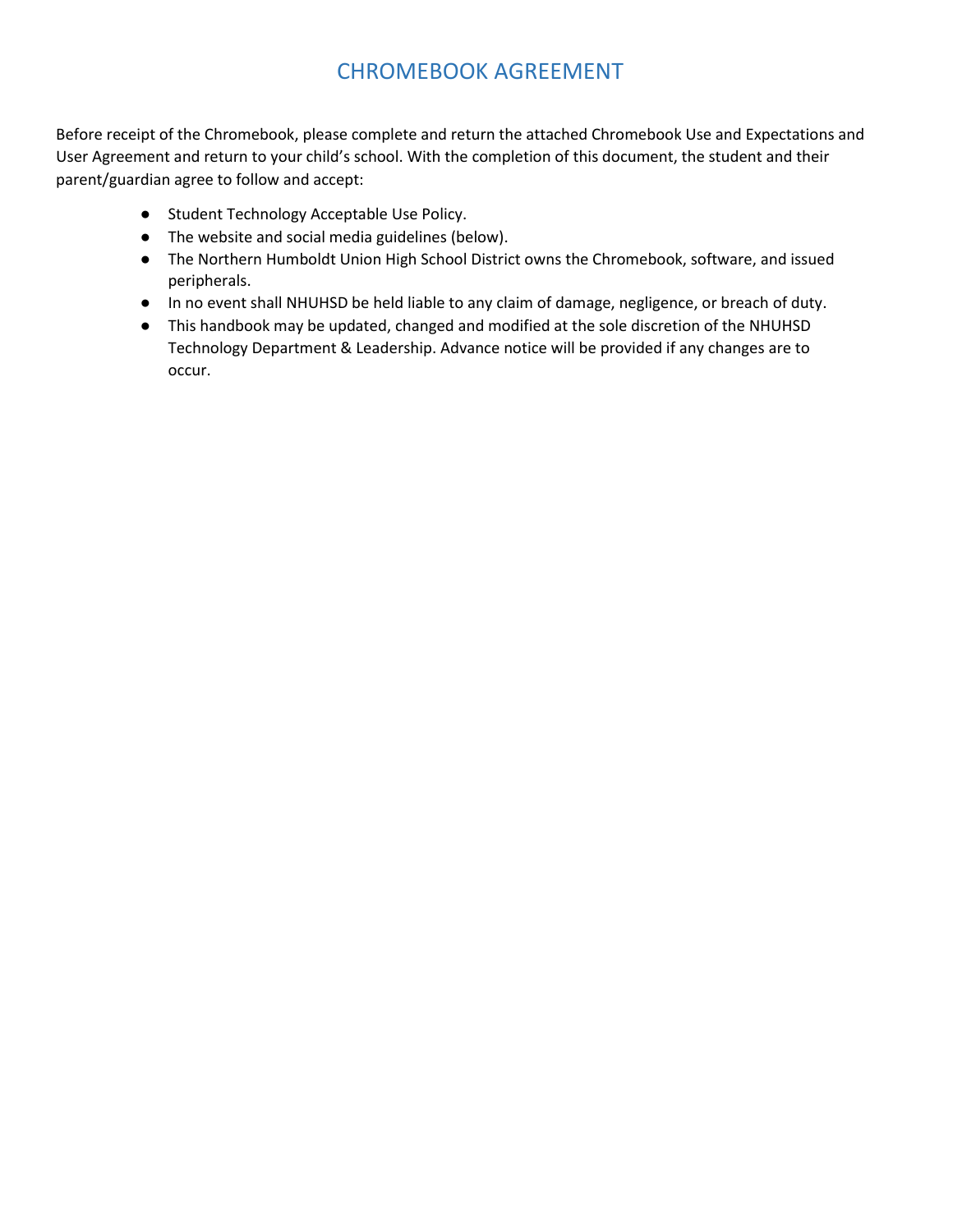# CHROMEBOOK AGREEMENT

Before receipt of the Chromebook, please complete and return the attached Chromebook Use and Expectations and User Agreement and return to your child's school. With the completion of this document, the student and their parent/guardian agree to follow and accept:

- Student Technology Acceptable Use Policy.
- The website and social media guidelines (below).
- The Northern Humboldt Union High School District owns the Chromebook, software, and issued peripherals.
- In no event shall NHUHSD be held liable to any claim of damage, negligence, or breach of duty.
- This handbook may be updated, changed and modified at the sole discretion of the NHUHSD Technology Department & Leadership. Advance notice will be provided if any changes are to occur.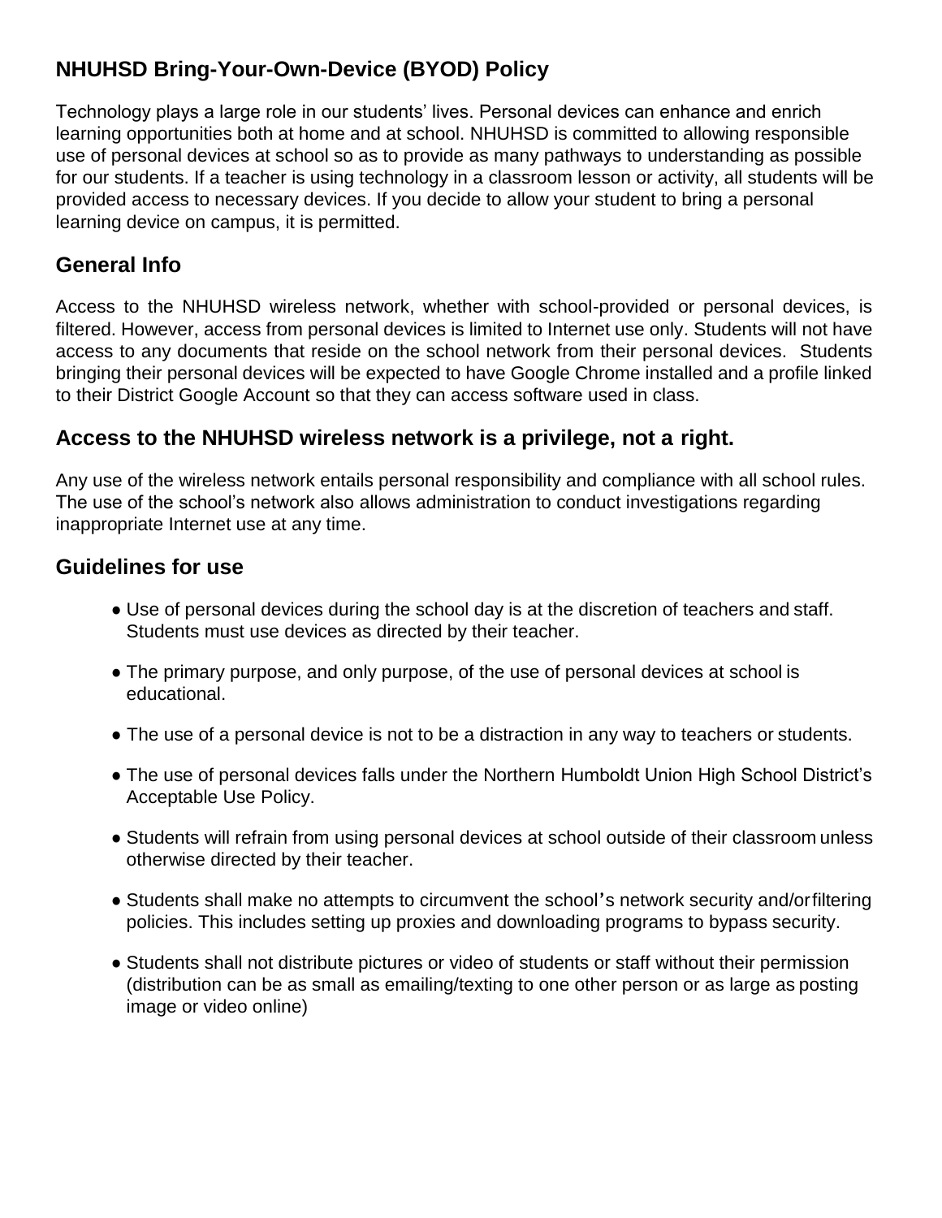## NHUHSD Bring-Your-Own-Device (BYOD) Policy

Technology plays a large role in our students' lives. Personal devices can enhance and enrich learning opportunities both at home and at school. NHUHSD is committed to allowing responsible use of personal devices at school so as to provide as many pathways to understanding as possible for our students. If a teacher is using technology in a classroom lesson or activity, all students will be provided access to necessary devices. If you decide to allow your student to bring a personal learning device on campus, it is permitted.

### General Info

Access to the NHUHSD wireless network, whether with school-provided or personal devices, is filtered. However, access from personal devices is limited to Internet use only. Students will not have access to any documents that reside on the school network from their personal devices. Students bringing their personal devices will be expected to have Google Chrome installed and a profile linked to their District Google Account so that they can access software used in class.

### Access to the NHUHSD wireless network is a privilege, not a right.

Any use of the wireless network entails personal responsibility and compliance with all school rules. The use of the school's network also allows administration to conduct investigations regarding inappropriate Internet use at any time.

### Guidelines for use

- Use of personal devices during the school day is at the discretion of teachers and staff. Students must use devices as directed by their teacher.
- The primary purpose, and only purpose, of the use of personal devices at school is educational.
- The use of a personal device is not to be a distraction in any way to teachers or students.
- The use of personal devices falls under the Northern Humboldt Union High School District's Acceptable Use Policy.
- Students will refrain from using personal devices at school outside of their classroom unless otherwise directed by their teacher.
- Students shall make no attempts to circumvent the school's network security and/or filtering policies. This includes setting up proxies and downloading programs to bypass security.
- Students shall not distribute pictures or video of students or staff without their permission (distribution can be as small as emailing/texting to one other person or as large as posting image or video online)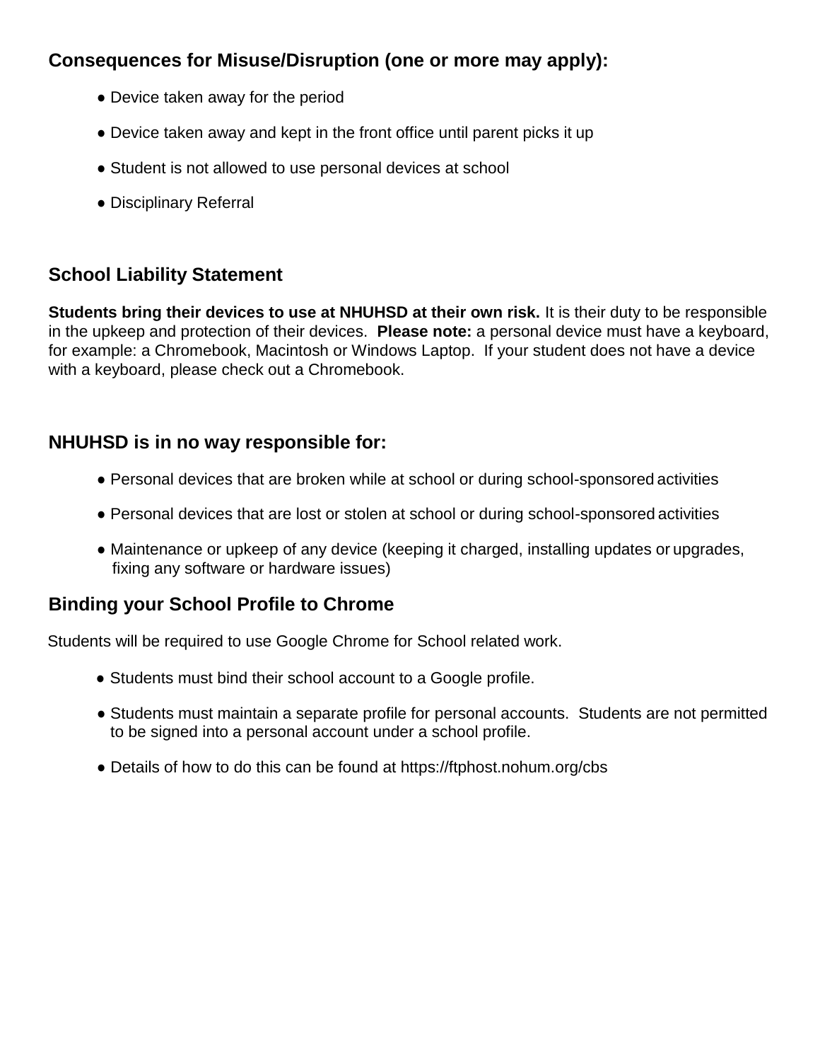## Consequences for Misuse/Disruption (one or more may apply):

- Device taken away for the period
- Device taken away and kept in the front office until parent picks it up
- Student is not allowed to use personal devices at school
- Disciplinary Referral

## School Liability Statement

**Students bring their devices to use at NHUHSD at their own risk.** It is their duty to be responsible in the upkeep and protection of their devices. **Please note:** a personal device must have a keyboard, for example: a Chromebook, Macintosh or Windows Laptop. If your student does not have a device with a keyboard, please check out a Chromebook.

## NHUHSD is in no way responsible for:

- Personal devices that are broken while at school or during school-sponsored activities
- Personal devices that are lost or stolen at school or during school-sponsored activities
- Maintenance or upkeep of any device (keeping it charged, installing updates or upgrades, fixing any software or hardware issues)

## Binding your School Profile to Chrome

Students will be required to use Google Chrome for School related work.

- Students must bind their school account to a Google profile.
- Students must maintain a separate profile for personal accounts. Students are not permitted to be signed into a personal account under a school profile.
- Details of how to do this can be found at https://ftphost.nohum.org/cbs